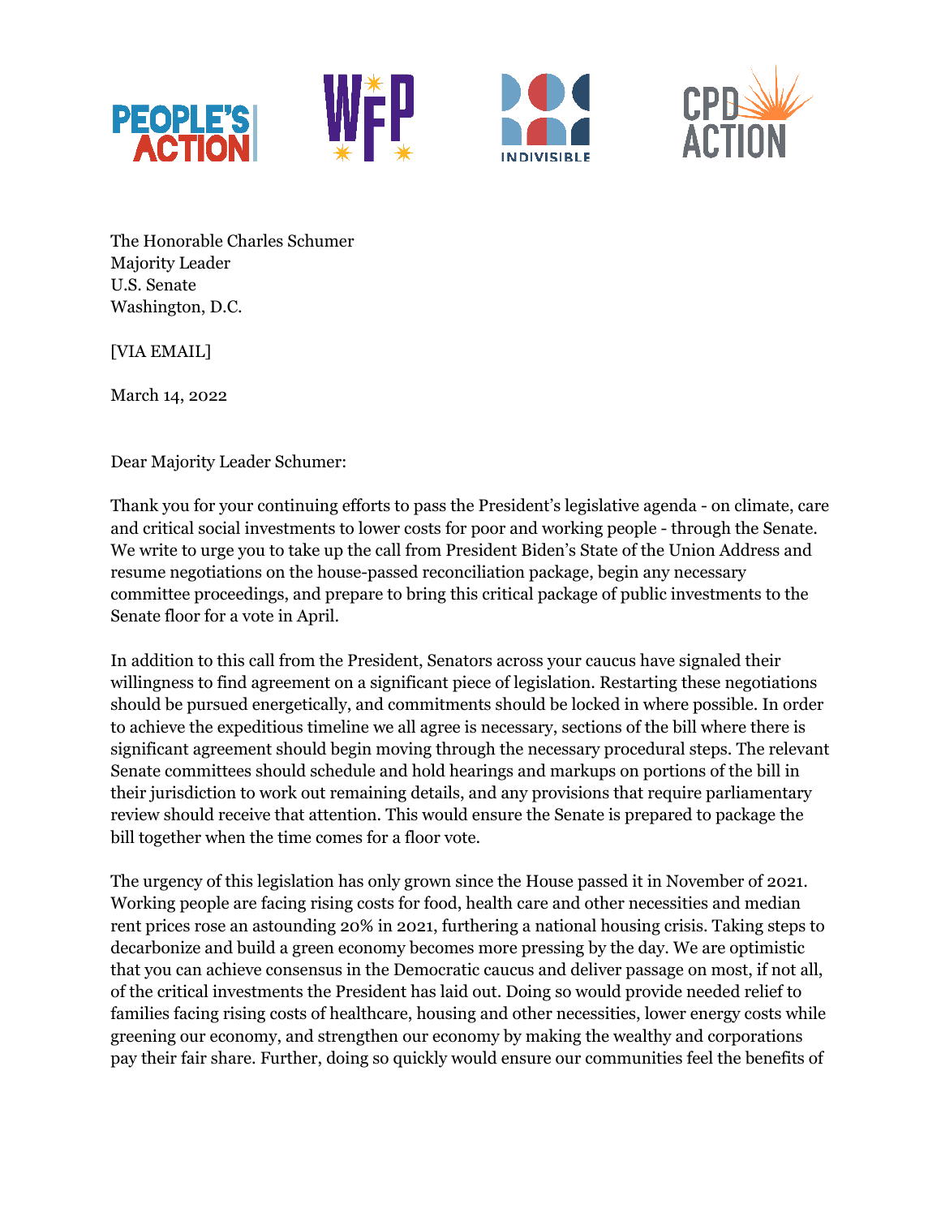PEOPLE'S ACTION WFP INDIVISIBLE CPD ACTION

The Honorable Charles Schumer
Majority Leader
U.S. Senate
Washington, D.C.

[VIA EMAIL]

March 14, 2022

Dear Majority Leader Schumer:

Thank you for your continuing efforts to pass the President's legislative agenda - on climate, care and critical social investments to lower costs for poor and working people - through the Senate. We write to urge you to take up the call from President Biden's State of the Union Address and resume negotiations on the house-passed reconciliation package, begin any necessary committee proceedings, and prepare to bring this critical package of public investments to the Senate floor for a vote in April.

In addition to this call from the President, Senators across your caucus have signaled their willingness to find agreement on a significant piece of legislation. Restarting these negotiations should be pursued energetically, and commitments should be locked in where possible. In order to achieve the expeditious timeline we all agree is necessary, sections of the bill where there is significant agreement should begin moving through the necessary procedural steps. The relevant Senate committees should schedule and hold hearings and markups on portions of the bill in their jurisdiction to work out remaining details, and any provisions that require parliamentary review should receive that attention. This would ensure the Senate is prepared to package the bill together when the time comes for a floor vote.

The urgency of this legislation has only grown since the House passed it in November of 2021. Working people are facing rising costs for food, health care and other necessities and median rent prices rose an astounding 20% in 2021, furthering a national housing crisis. Taking steps to decarbonize and build a green economy becomes more pressing by the day. We are optimistic that you can achieve consensus in the Democratic caucus and deliver passage on most, if not all, of the critical investments the President has laid out. Doing so would provide needed relief to families facing rising costs of healthcare, housing and other necessities, lower energy costs while greening our economy, and strengthen our economy by making the wealthy and corporations pay their fair share. Further, doing so quickly would ensure our communities feel the benefits of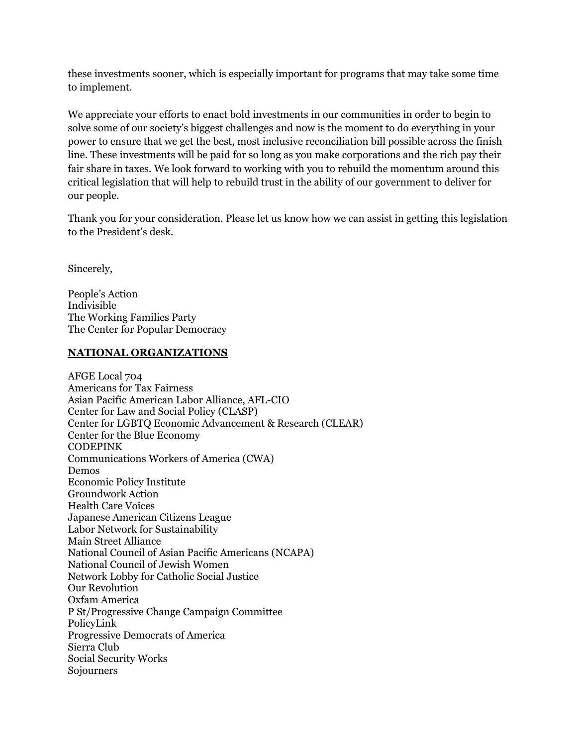these investments sooner, which is especially important for programs that may take some time to implement.

We appreciate your efforts to enact bold investments in our communities in order to begin to solve some of our society's biggest challenges and now is the moment to do everything in your power to ensure that we get the best, most inclusive reconciliation bill possible across the finish line. These investments will be paid for so long as you make corporations and the rich pay their fair share in taxes. We look forward to working with you to rebuild the momentum around this critical legislation that will help to rebuild trust in the ability of our government to deliver for our people.

Thank you for your consideration. Please let us know how we can assist in getting this legislation to the President's desk.

Sincerely,

People's Action
Indivisible
The Working Families Party
The Center for Popular Democracy

**NATIONAL ORGANIZATIONS**

AFGE Local 704
Americans for Tax Fairness
Asian Pacific American Labor Alliance, AFL-CIO
Center for Law and Social Policy (CLASP)
Center for LGBTQ Economic Advancement & Research (CLEAR)
Center for the Blue Economy
CODEPINK
Communications Workers of America (CWA)
Demos
Economic Policy Institute
Groundwork Action
Health Care Voices
Japanese American Citizens League
Labor Network for Sustainability
Main Street Alliance
National Council of Asian Pacific Americans (NCAPA)
National Council of Jewish Women
Network Lobby for Catholic Social Justice
Our Revolution
Oxfam America
P St/Progressive Change Campaign Committee
PolicyLink
Progressive Democrats of America
Sierra Club
Social Security Works
Sojourners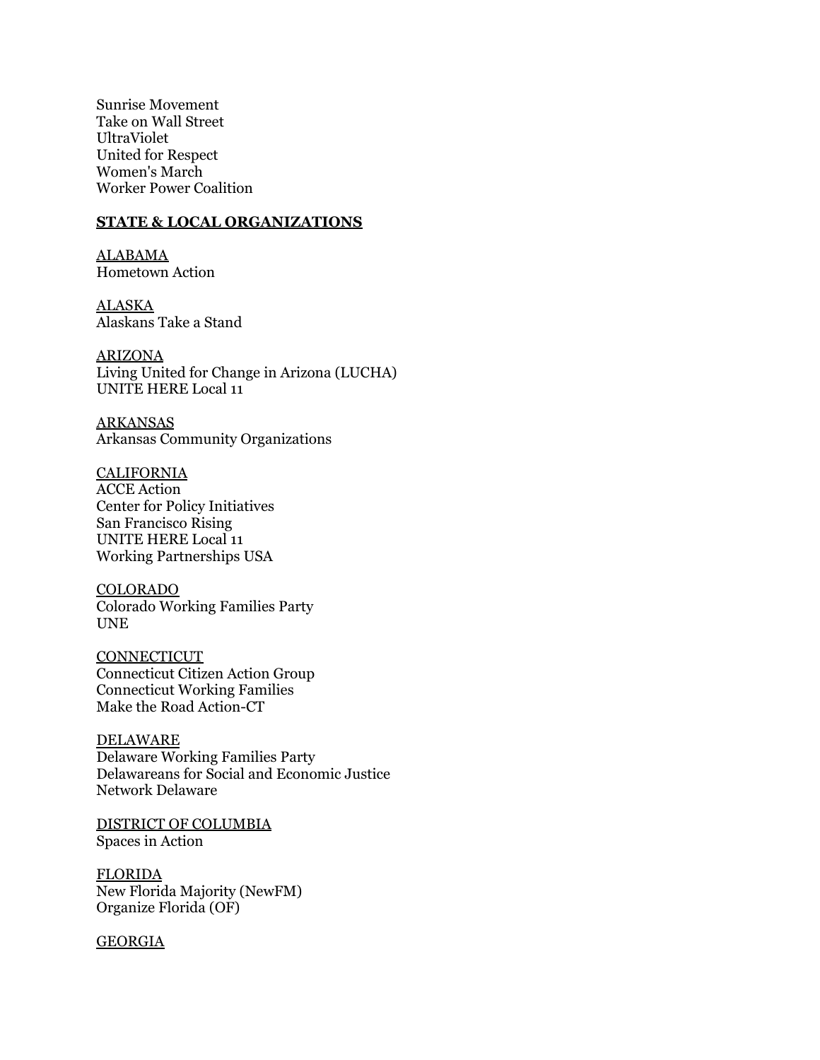Sunrise Movement
Take on Wall Street
UltraViolet
United for Respect
Women's March
Worker Power Coalition

**STATE & LOCAL ORGANIZATIONS**

ALABAMA
Hometown Action

ALASKA
Alaskans Take a Stand

ARIZONA
Living United for Change in Arizona (LUCHA)
UNITE HERE Local 11

ARKANSAS
Arkansas Community Organizations

CALIFORNIA
ACCE Action
Center for Policy Initiatives
San Francisco Rising
UNITE HERE Local 11
Working Partnerships USA

COLORADO
Colorado Working Families Party
UNE

CONNECTICUT
Connecticut Citizen Action Group
Connecticut Working Families
Make the Road Action-CT

DELAWARE
Delaware Working Families Party
Delawareans for Social and Economic Justice
Network Delaware

DISTRICT OF COLUMBIA
Spaces in Action

FLORIDA
New Florida Majority (NewFM)
Organize Florida (OF)

GEORGIA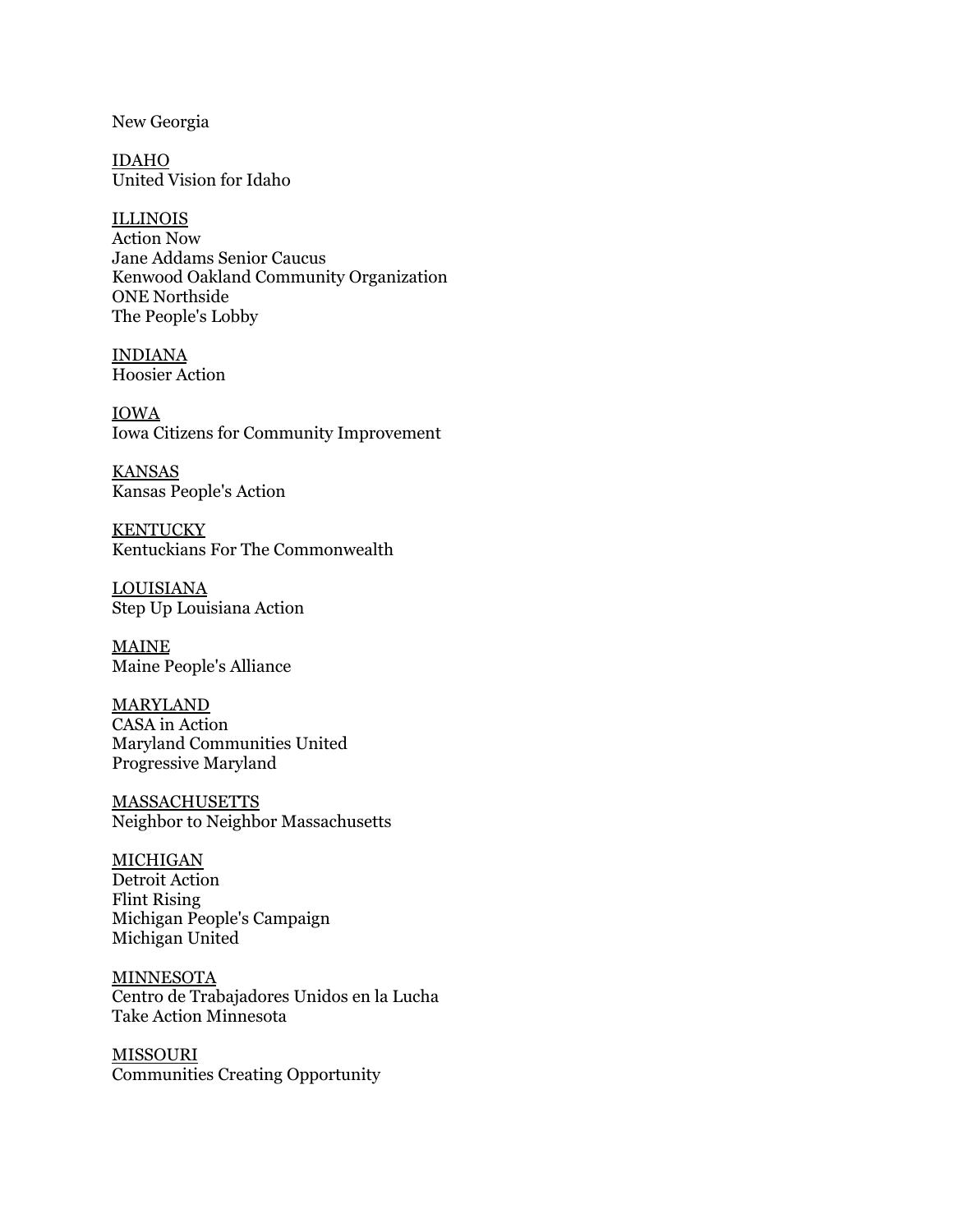New Georgia

IDAHO
United Vision for Idaho

ILLINOIS
Action Now
Jane Addams Senior Caucus
Kenwood Oakland Community Organization
ONE Northside
The People's Lobby

INDIANA
Hoosier Action

IOWA
Iowa Citizens for Community Improvement

KANSAS
Kansas People's Action

KENTUCKY
Kentuckians For The Commonwealth

LOUISIANA
Step Up Louisiana Action

MAINE
Maine People's Alliance

MARYLAND
CASA in Action
Maryland Communities United
Progressive Maryland

MASSACHUSETTS
Neighbor to Neighbor Massachusetts

MICHIGAN
Detroit Action
Flint Rising
Michigan People's Campaign
Michigan United

MINNESOTA
Centro de Trabajadores Unidos en la Lucha
Take Action Minnesota

MISSOURI
Communities Creating Opportunity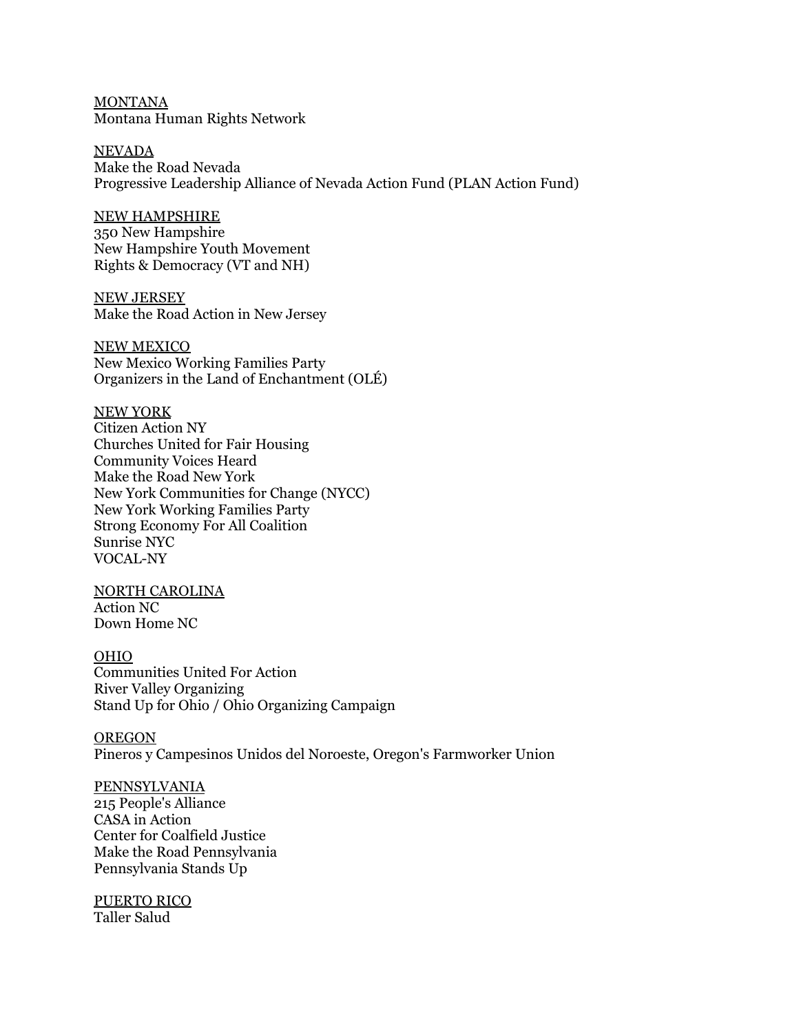<u>MONTANA</u>
Montana Human Rights Network

<u>NEVADA</u>
Make the Road Nevada
Progressive Leadership Alliance of Nevada Action Fund (PLAN Action Fund)

<u>NEW HAMPSHIRE</u>
350 New Hampshire
New Hampshire Youth Movement
Rights & Democracy (VT and NH)

<u>NEW JERSEY</u>
Make the Road Action in New Jersey

<u>NEW MEXICO</u>
New Mexico Working Families Party
Organizers in the Land of Enchantment (OLÉ)

<u>NEW YORK</u>
Citizen Action NY
Churches United for Fair Housing
Community Voices Heard
Make the Road New York
New York Communities for Change (NYCC)
New York Working Families Party
Strong Economy For All Coalition
Sunrise NYC
VOCAL-NY

<u>NORTH CAROLINA</u>
Action NC
Down Home NC

<u>OHIO</u>
Communities United For Action
River Valley Organizing
Stand Up for Ohio / Ohio Organizing Campaign

<u>OREGON</u>
Pineros y Campesinos Unidos del Noroeste, Oregon's Farmworker Union

<u>PENNSYLVANIA</u>
215 People's Alliance
CASA in Action
Center for Coalfield Justice
Make the Road Pennsylvania
Pennsylvania Stands Up

<u>PUERTO RICO</u>
Taller Salud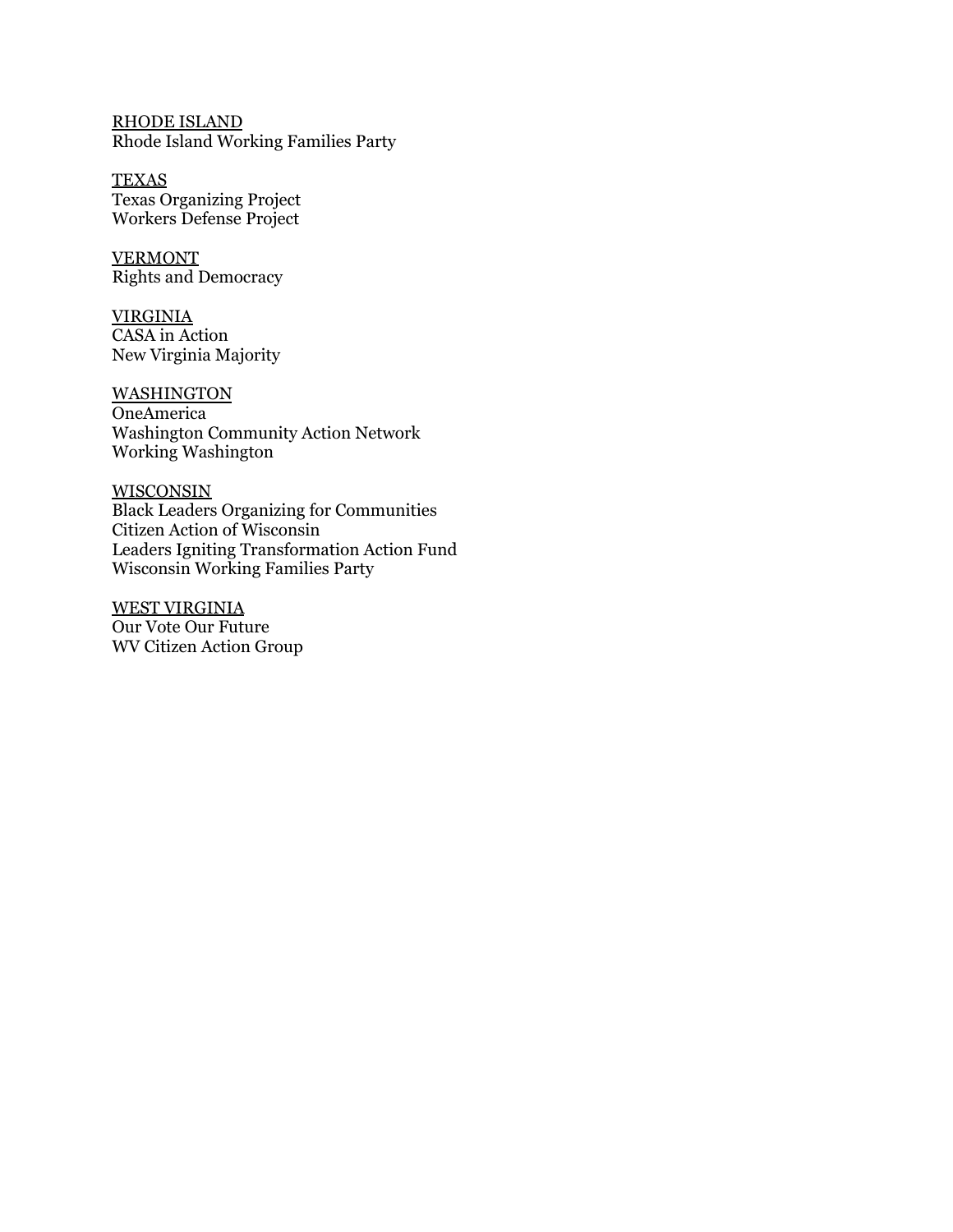<u>RHODE ISLAND</u>
Rhode Island Working Families Party

<u>TEXAS</u>
Texas Organizing Project
Workers Defense Project

<u>VERMONT</u>
Rights and Democracy

<u>VIRGINIA</u>
CASA in Action
New Virginia Majority

<u>WASHINGTON</u>
OneAmerica
Washington Community Action Network
Working Washington

<u>WISCONSIN</u>
Black Leaders Organizing for Communities
Citizen Action of Wisconsin
Leaders Igniting Transformation Action Fund
Wisconsin Working Families Party

<u>WEST VIRGINIA</u>
Our Vote Our Future
WV Citizen Action Group